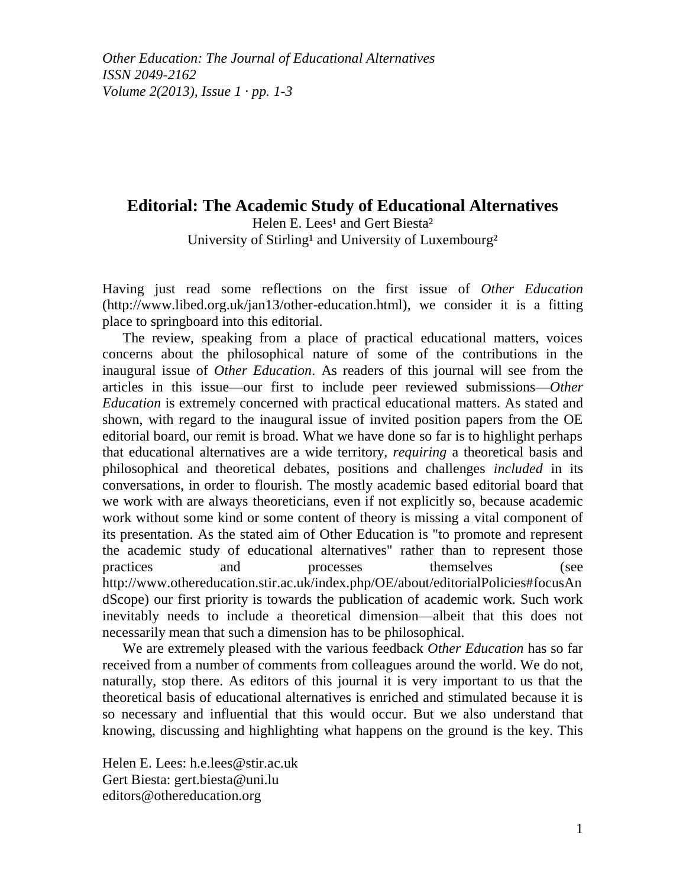# Editorial: The Academic Study of Educational Alternatives

Helen E. Lees[1] and Gert Biesta[2]
University of Stirling[1] and University of Luxembourg[2]

Having just read some reflections on the first issue of *Other Education* (http://www.libed.org.uk/jan13/other-education.html), we consider it is a fitting place to springboard into this editorial.

The review, speaking from a place of practical educational matters, voices concerns about the philosophical nature of some of the contributions in the inaugural issue of *Other Education*. As readers of this journal will see from the articles in this issue—our first to include peer reviewed submissions—*Other Education* is extremely concerned with practical educational matters. As stated and shown, with regard to the inaugural issue of invited position papers from the OE editorial board, our remit is broad. What we have done so far is to highlight perhaps that educational alternatives are a wide territory, *requiring* a theoretical basis and philosophical and theoretical debates, positions and challenges *included* in its conversations, in order to flourish. The mostly academic based editorial board that we work with are always theoreticians, even if not explicitly so, because academic work without some kind or some content of theory is missing a vital component of its presentation. As the stated aim of Other Education is "to promote and represent the academic study of educational alternatives" rather than to represent those practices and processes themselves (see http://www.othereducation.stir.ac.uk/index.php/OE/about/editorialPolicies#focusAndScope) our first priority is towards the publication of academic work. Such work inevitably needs to include a theoretical dimension—albeit that this does not necessarily mean that such a dimension has to be philosophical.

We are extremely pleased with the various feedback *Other Education* has so far received from a number of comments from colleagues around the world. We do not, naturally, stop there. As editors of this journal it is very important to us that the theoretical basis of educational alternatives is enriched and stimulated because it is so necessary and influential that this would occur. But we also understand that knowing, discussing and highlighting what happens on the ground is the key. This

Helen E. Lees: h.e.lees@stir.ac.uk
Gert Biesta: gert.biesta@uni.lu
editors@othereducation.org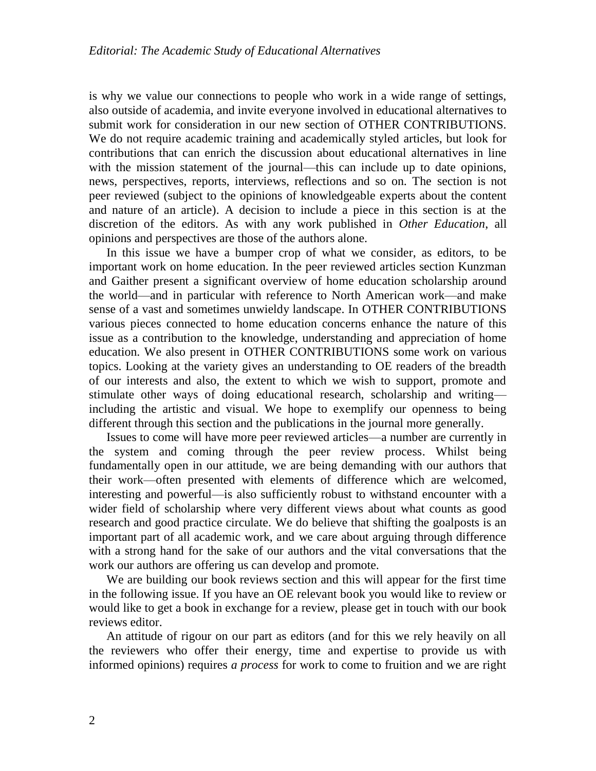is why we value our connections to people who work in a wide range of settings, also outside of academia, and invite everyone involved in educational alternatives to submit work for consideration in our new section of OTHER CONTRIBUTIONS. We do not require academic training and academically styled articles, but look for contributions that can enrich the discussion about educational alternatives in line with the mission statement of the journal—this can include up to date opinions, news, perspectives, reports, interviews, reflections and so on. The section is not peer reviewed (subject to the opinions of knowledgeable experts about the content and nature of an article). A decision to include a piece in this section is at the discretion of the editors. As with any work published in *Other Education*, all opinions and perspectives are those of the authors alone.

In this issue we have a bumper crop of what we consider, as editors, to be important work on home education. In the peer reviewed articles section Kunzman and Gaither present a significant overview of home education scholarship around the world—and in particular with reference to North American work—and make sense of a vast and sometimes unwieldy landscape. In OTHER CONTRIBUTIONS various pieces connected to home education concerns enhance the nature of this issue as a contribution to the knowledge, understanding and appreciation of home education. We also present in OTHER CONTRIBUTIONS some work on various topics. Looking at the variety gives an understanding to OE readers of the breadth of our interests and also, the extent to which we wish to support, promote and stimulate other ways of doing educational research, scholarship and writing—including the artistic and visual. We hope to exemplify our openness to being different through this section and the publications in the journal more generally.

Issues to come will have more peer reviewed articles—a number are currently in the system and coming through the peer review process. Whilst being fundamentally open in our attitude, we are being demanding with our authors that their work—often presented with elements of difference which are welcomed, interesting and powerful—is also sufficiently robust to withstand encounter with a wider field of scholarship where very different views about what counts as good research and good practice circulate. We do believe that shifting the goalposts is an important part of all academic work, and we care about arguing through difference with a strong hand for the sake of our authors and the vital conversations that the work our authors are offering us can develop and promote.

We are building our book reviews section and this will appear for the first time in the following issue. If you have an OE relevant book you would like to review or would like to get a book in exchange for a review, please get in touch with our book reviews editor.

An attitude of rigour on our part as editors (and for this we rely heavily on all the reviewers who offer their energy, time and expertise to provide us with informed opinions) requires *a process* for work to come to fruition and we are right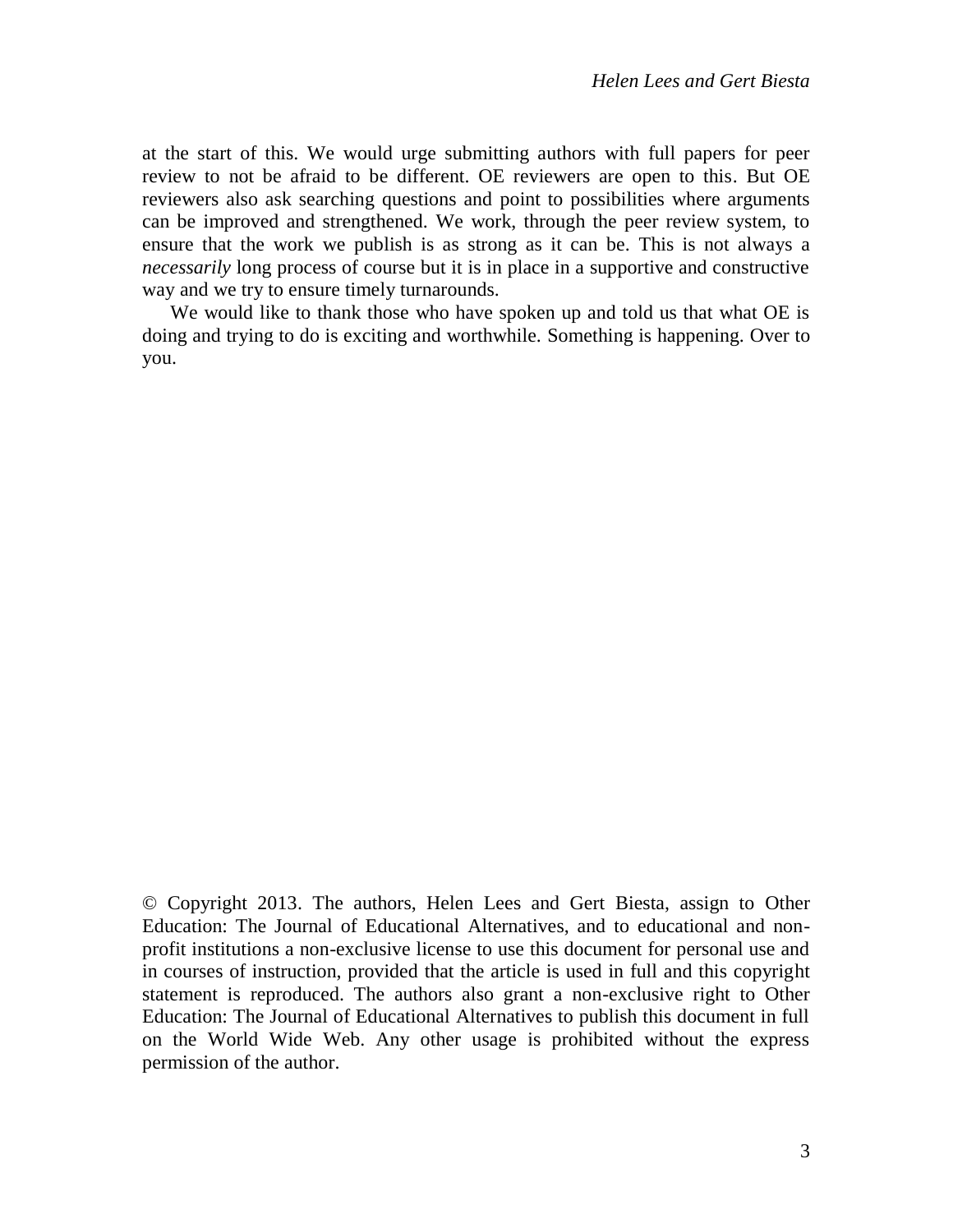at the start of this. We would urge submitting authors with full papers for peer review to not be afraid to be different. OE reviewers are open to this. But OE reviewers also ask searching questions and point to possibilities where arguments can be improved and strengthened. We work, through the peer review system, to ensure that the work we publish is as strong as it can be. This is not always a *necessarily* long process of course but it is in place in a supportive and constructive way and we try to ensure timely turnarounds.

We would like to thank those who have spoken up and told us that what OE is doing and trying to do is exciting and worthwhile. Something is happening. Over to you.

© Copyright 2013. The authors, Helen Lees and Gert Biesta, assign to Other Education: The Journal of Educational Alternatives, and to educational and non-profit institutions a non-exclusive license to use this document for personal use and in courses of instruction, provided that the article is used in full and this copyright statement is reproduced. The authors also grant a non-exclusive right to Other Education: The Journal of Educational Alternatives to publish this document in full on the World Wide Web. Any other usage is prohibited without the express permission of the author.